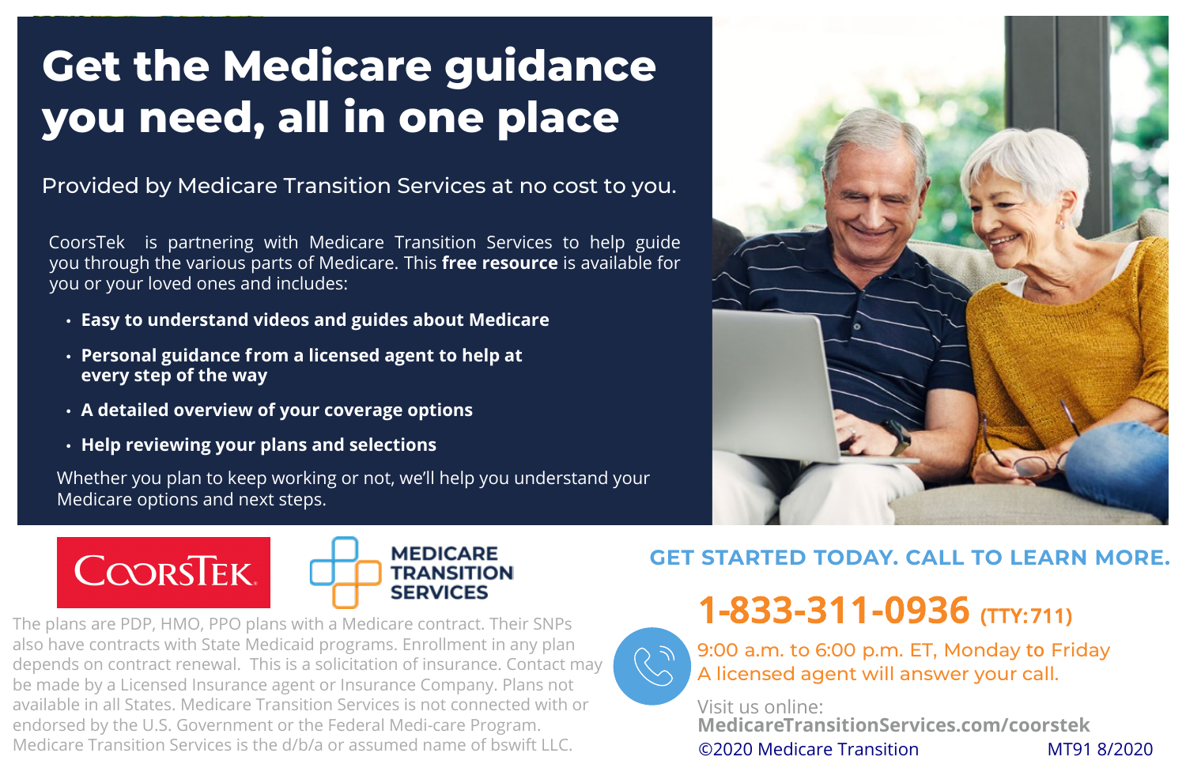# Get the Medicare guidance you need, all in one place

Provided by Medicare Transition Services at no cost to you.

CoorsTek is partnering with Medicare Transition Services to help guide you through the various parts of Medicare. This **free resource** is available for you or your loved ones and includes:

- **Easy to understand videos and guides about Medicare**
- **Personal guidance from a licensed agent to help at every step of the way**
- **A detailed overview of your coverage options**
- **Help reviewing your plans and selections**

Whether you plan to keep working or not, we'll help you understand your Medicare options and next steps.

COORSTEK

MEDICARE TRANSITION SERVICES

The plans are PDP, HMO, PPO plans with a Medicare contract. Their SNPs also have contracts with State Medicaid programs. Enrollment in any plan depends on contract renewal. This is a solicitation of insurance. Contact may be made by a Licensed Insurance agent or Insurance Company. Plans not available in all States. Medicare Transition Services is not connected with or endorsed by the U.S. Government or the Federal Medi-care Program. Medicare Transition Services is the d/b/a or assumed name of bswift LLC.

## GET STARTED TODAY. CALL TO LEARN MORE.

**1-833-311-0936** (TTY:711)

9:00 a.m. to 6:00 p.m. ET, Monday to Friday
A licensed agent will answer your call.

Visit us online:
**MedicareTransitionServices.com/coorstek**

©2020 Medicare Transition MT91 8/2020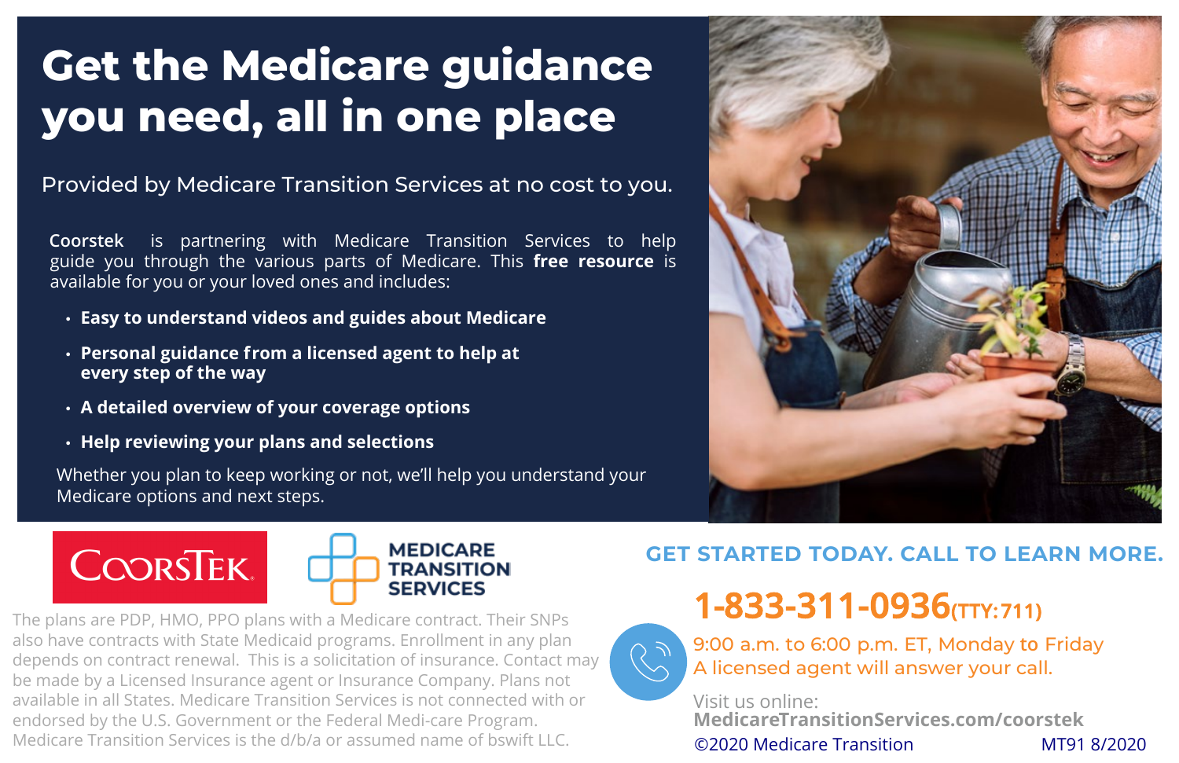# Get the Medicare guidance you need, all in one place

Provided by Medicare Transition Services at no cost to you.

Coorstek is partnering with Medicare Transition Services to help guide you through the various parts of Medicare. This **free resource** is available for you or your loved ones and includes:

- **Easy to understand videos and guides about Medicare**
- **Personal guidance from a licensed agent to help at every step of the way**
- **A detailed overview of your coverage options**
- **Help reviewing your plans and selections**

Whether you plan to keep working or not, we'll help you understand your Medicare options and next steps.

COORSTEK

MEDICARE TRANSITION SERVICES

The plans are PDP, HMO, PPO plans with a Medicare contract. Their SNPs also have contracts with State Medicaid programs. Enrollment in any plan depends on contract renewal. This is a solicitation of insurance. Contact may be made by a Licensed Insurance agent or Insurance Company. Plans not available in all States. Medicare Transition Services is not connected with or endorsed by the U.S. Government or the Federal Medi-care Program. Medicare Transition Services is the d/b/a or assumed name of bswift LLC.

## GET STARTED TODAY. CALL TO LEARN MORE.

**1-833-311-0936** (TTY:711)

9:00 a.m. to 6:00 p.m. ET, Monday to Friday
A licensed agent will answer your call.

Visit us online:
**MedicareTransitionServices.com/coorstek**

©2020 Medicare Transition MT91 8/2020